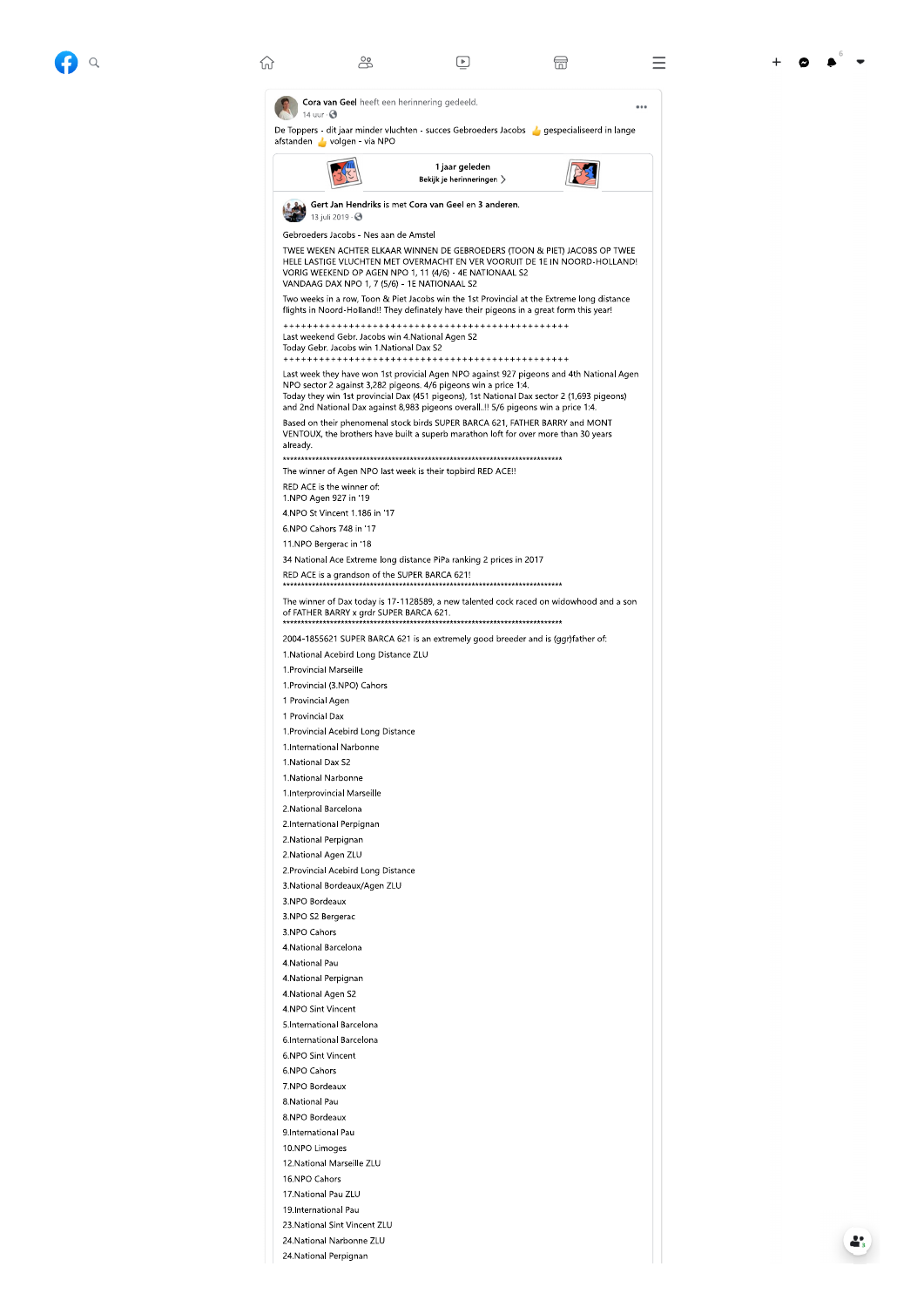**Cora van Geel** heeft een herinnering gedeeld.
14 uur ·

De Toppers - dit jaar minder vluchten - succes Gebroeders Jacobs 👍 gespecialiseerd in lange afstanden 👍 volgen - via NPO

1 jaar geleden
Bekijk je herinneringen >

**Gert Jan Hendriks** is met **Cora van Geel** en **3 anderen**.
13 juli 2019 ·

Gebroeders Jacobs - Nes aan de Amstel

TWEE WEKEN ACHTER ELKAAR WINNEN DE GEBROEDERS (TOON & PIET) JACOBS OP TWEE HELE LASTIGE VLUCHTEN MET OVERMACHT EN VER VOORUIT DE 1E IN NOORD-HOLLAND!
VORIG WEEKEND OP AGEN NPO 1, 11 (4/6) - 4E NATIONAAL S2
VANDAAG DAX NPO 1, 7 (5/6) - 1E NATIONAAL S2

Two weeks in a row, Toon & Piet Jacobs win the 1st Provincial at the Extreme long distance flights in Noord-Holland!! They definately have their pigeons in a great form this year!

++++++++++++++++++++++++++++++++++++++++++++++++++
Last weekend Gebr. Jacobs win 4.National Agen S2
Today Gebr. Jacobs win 1.National Dax S2
++++++++++++++++++++++++++++++++++++++++++++++++++

Last week they have won 1st provicial Agen NPO against 927 pigeons and 4th National Agen NPO sector 2 against 3,282 pigeons. 4/6 pigeons win a price 1:4.
Today they win 1st provincial Dax (451 pigeons), 1st National Dax sector 2 (1,693 pigeons) and 2nd National Dax against 8,983 pigeons overall..!! 5/6 pigeons win a price 1:4.

Based on their phenomenal stock birds SUPER BARCA 621, FATHER BARRY and MONT VENTOUX, the brothers have built a superb marathon loft for over more than 30 years already.

***************************************************************************

The winner of Agen NPO last week is their topbird RED ACE!!

RED ACE is the winner of:
1.NPO Agen 927 in '19
4.NPO St Vincent 1.186 in '17
6.NPO Cahors 748 in '17
11.NPO Bergerac in '18
34 National Ace Extreme long distance PiPa ranking 2 prices in 2017
RED ACE is a grandson of the SUPER BARCA 621!

***************************************************************************

The winner of Dax today is 17-1128589, a new talented cock raced on widowhood and a son of FATHER BARRY x grdr SUPER BARCA 621.

***************************************************************************

2004-1855621 SUPER BARCA 621 is an extremely good breeder and is (ggr)father of:

1.National Acebird Long Distance ZLU
1.Provincial Marseille
1.Provincial (3.NPO) Cahors
1 Provincial Agen
1 Provincial Dax
1.Provincial Acebird Long Distance
1.International Narbonne
1.National Dax S2
1.National Narbonne
1.Interprovincial Marseille
2.National Barcelona
2.International Perpignan
2.National Perpignan
2.National Agen ZLU
2.Provincial Acebird Long Distance
3.National Bordeaux/Agen ZLU
3.NPO Bordeaux
3.NPO S2 Bergerac
3.NPO Cahors
4.National Barcelona
4.National Pau
4.National Perpignan
4.National Agen S2
4.NPO Sint Vincent
5.International Barcelona
6.International Barcelona
6.NPO Sint Vincent
6.NPO Cahors
7.NPO Bordeaux
8.National Pau
8.NPO Bordeaux
9.International Pau
10.NPO Limoges
12.National Marseille ZLU
16.NPO Cahors
17.National Pau ZLU
19.International Pau
23.National Sint Vincent ZLU
24.National Narbonne ZLU
24.National Perpignan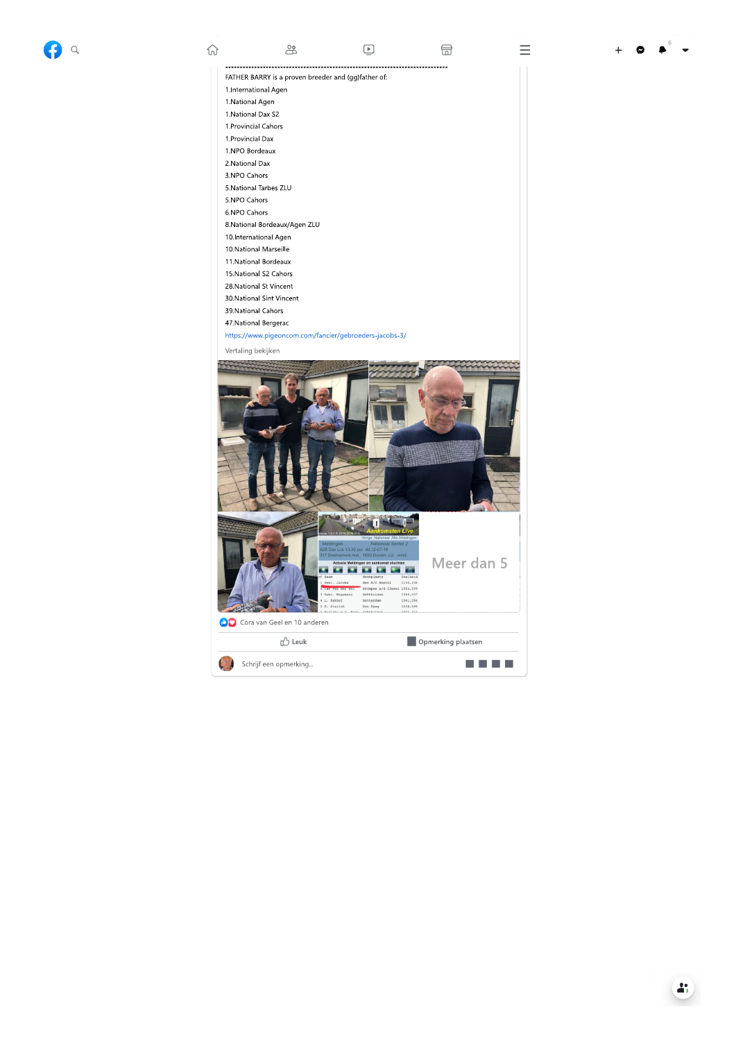FATHER BARRY is a proven breeder and (gg)father of:

1.International Agen

1.National Agen

1.National Dax S2

1.Provincial Cahors

1.Provincial Dax

1.NPO Bordeaux

2.National Dax

3.NPO Cahors

5.National Tarbes ZLU

5.NPO Cahors

6.NPO Cahors

8.National Bordeaux/Agen ZLU

10.International Agen

10.National Marseille

11.National Bordeaux

15.National S2 Cahors

28.National St Vincent

30.National Sint Vincent

39.National Cahors

47.National Bergerac

https://www.pigeoncom.com/fancier/gebroeders-jacobs-3/

Vertaling bekijken

Meer dan 5

Cora van Geel en 10 anderen

Leuk

Opmerking plaatsen

Schrijf een opmerking...